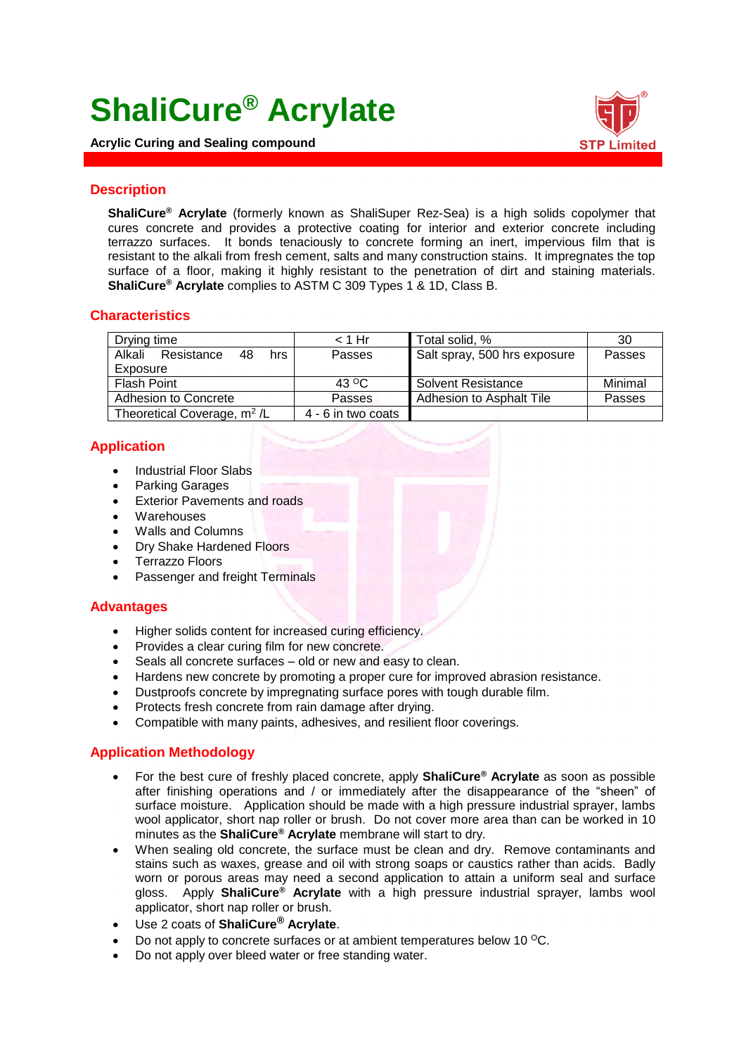# ShaliCure® Acrylate

**Acrylic Curing and Sealing compound**

## Description

**ShaliCure® Acrylate** (formerly known as ShaliSuper Rez-Sea) is a high solids copolymer that cures concrete and provides a protective coating for interior and exterior concrete including terrazzo surfaces. It bonds tenaciously to concrete forming an inert, impervious film that is resistant to the alkali from fresh cement, salts and many construction stains. It impregnates the top surface of a floor, making it highly resistant to the penetration of dirt and staining materials. **ShaliCure® Acrylate** complies to ASTM C 309 Types 1 & 1D, Class B.

## Characteristics

| Drying time | < 1 Hr | Total solid, % | 30 |
|---|---|---|---|
| Alkali Resistance 48 hrs Exposure | Passes | Salt spray, 500 hrs exposure | Passes |
| Flash Point | 43 $^{O}$C | Solvent Resistance | Minimal |
| Adhesion to Concrete | Passes | Adhesion to Asphalt Tile | Passes |
| Theoretical Coverage, $m^2$ /L | 4 - 6 in two coats | | |

## Application

- Industrial Floor Slabs
- Parking Garages
- Exterior Pavements and roads
- Warehouses
- Walls and Columns
- Dry Shake Hardened Floors
- Terrazzo Floors
- Passenger and freight Terminals

## Advantages

- Higher solids content for increased curing efficiency.
- Provides a clear curing film for new concrete.
- Seals all concrete surfaces – old or new and easy to clean.
- Hardens new concrete by promoting a proper cure for improved abrasion resistance.
- Dustproofs concrete by impregnating surface pores with tough durable film.
- Protects fresh concrete from rain damage after drying.
- Compatible with many paints, adhesives, and resilient floor coverings.

## Application Methodology

- For the best cure of freshly placed concrete, apply **ShaliCure® Acrylate** as soon as possible after finishing operations and / or immediately after the disappearance of the "sheen" of surface moisture. Application should be made with a high pressure industrial sprayer, lambs wool applicator, short nap roller or brush. Do not cover more area than can be worked in 10 minutes as the **ShaliCure® Acrylate** membrane will start to dry.
- When sealing old concrete, the surface must be clean and dry. Remove contaminants and stains such as waxes, grease and oil with strong soaps or caustics rather than acids. Badly worn or porous areas may need a second application to attain a uniform seal and surface gloss. Apply **ShaliCure® Acrylate** with a high pressure industrial sprayer, lambs wool applicator, short nap roller or brush.
- Use 2 coats of **ShaliCure® Acrylate**.
- Do not apply to concrete surfaces or at ambient temperatures below 10 $^{O}$C.
- Do not apply over bleed water or free standing water.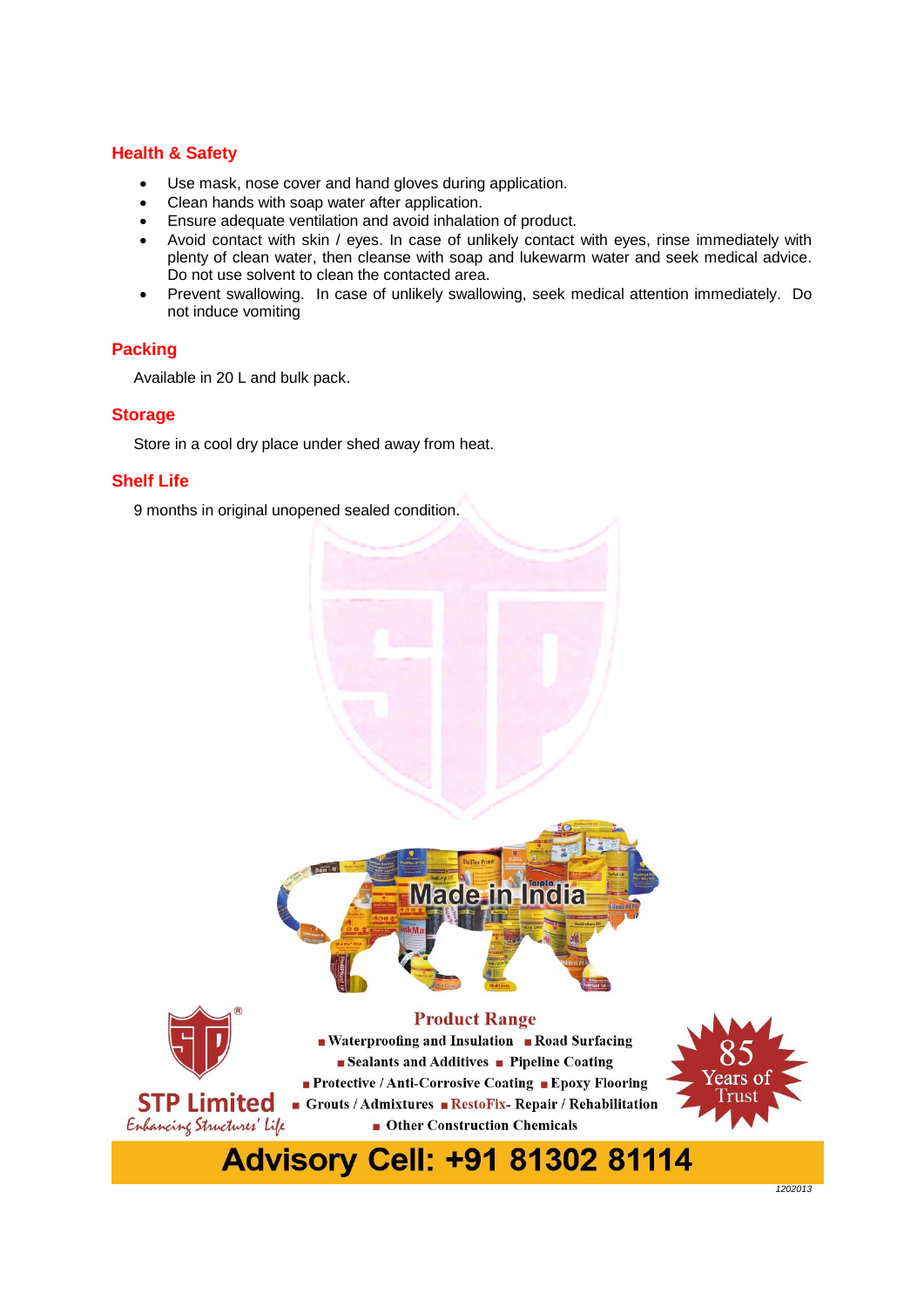## Health & Safety

- Use mask, nose cover and hand gloves during application.
- Clean hands with soap water after application.
- Ensure adequate ventilation and avoid inhalation of product.
- Avoid contact with skin / eyes. In case of unlikely contact with eyes, rinse immediately with plenty of clean water, then cleanse with soap and lukewarm water and seek medical advice. Do not use solvent to clean the contacted area.
- Prevent swallowing. In case of unlikely swallowing, seek medical attention immediately. Do not induce vomiting

## Packing

Available in 20 L and bulk pack.

## Storage

Store in a cool dry place under shed away from heat.

## Shelf Life

9 months in original unopened sealed condition.

Made in India

STP Limited
*Enhancing Structures' Life*

**Product Range**

- Waterproofing and Insulation
- Road Surfacing
- Sealants and Additives
- Pipeline Coating
- Protective / Anti-Corrosive Coating
- Epoxy Flooring
- Grouts / Admixtures
- RestoFix- Repair / Rehabilitation
- Other Construction Chemicals

85 Years of Trust

**Advisory Cell: +91 81302 81114**

1202013